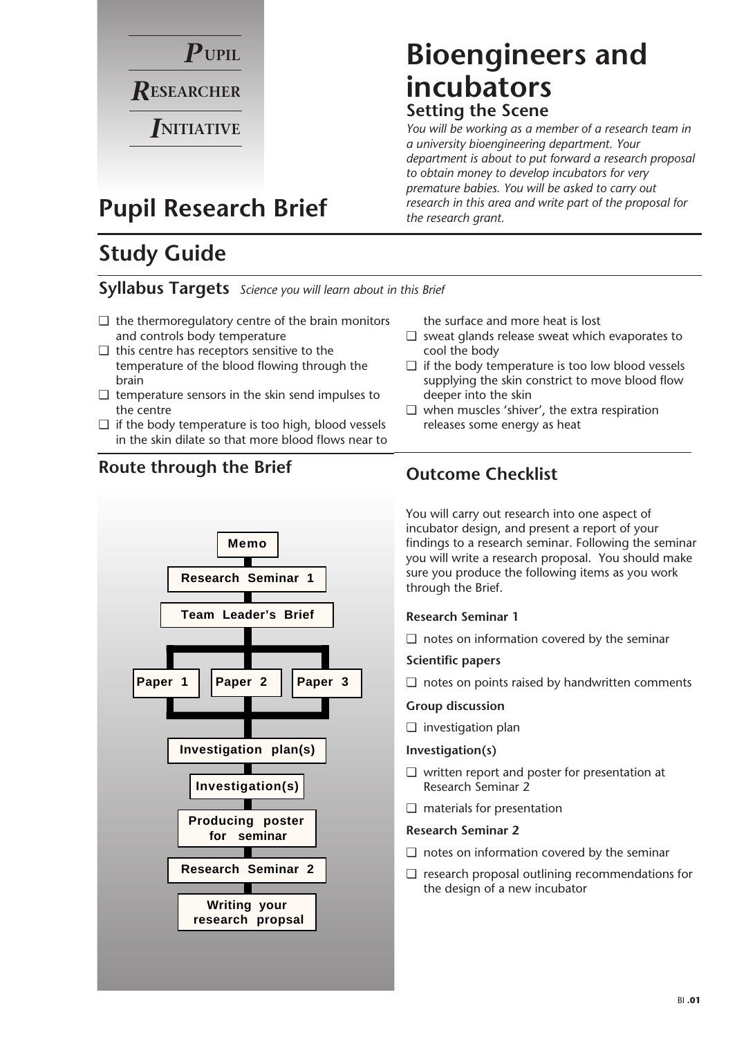**PUPIL RESEARCHER INITIATIVE**

# Pupil Research Brief

# Bioengineers and incubators

### Setting the Scene

*You will be working as a member of a research team in a university bioengineering department. Your department is about to put forward a research proposal to obtain money to develop incubators for very premature babies. You will be asked to carry out research in this area and write part of the proposal for the research grant.*

## Study Guide

### Syllabus Targets *Science you will learn about in this Brief*

- ❑ the thermoregulatory centre of the brain monitors and controls body temperature
- ❑ this centre has receptors sensitive to the temperature of the blood flowing through the brain
- ❑ temperature sensors in the skin send impulses to the centre
- ❑ if the body temperature is too high, blood vessels in the skin dilate so that more blood flows near to the surface and more heat is lost
- ❑ sweat glands release sweat which evaporates to cool the body
- ❑ if the body temperature is too low blood vessels supplying the skin constrict to move blood flow deeper into the skin
- ❑ when muscles 'shiver', the extra respiration releases some energy as heat

### Route through the Brief

- Memo
- Research Seminar 1
- Team Leader's Brief
- Paper 1 / Paper 2 / Paper 3
- Investigation plan(s)
- Investigation(s)
- Producing poster for seminar
- Research Seminar 2
- Writing your research propsal

### Outcome Checklist

You will carry out research into one aspect of incubator design, and present a report of your findings to a research seminar. Following the seminar you will write a research proposal. You should make sure you produce the following items as you work through the Brief.

**Research Seminar 1**

- ❑ notes on information covered by the seminar

**Scientific papers**

- ❑ notes on points raised by handwritten comments

**Group discussion**

- ❑ investigation plan

**Investigation(s)**

- ❑ written report and poster for presentation at Research Seminar 2
- ❑ materials for presentation

**Research Seminar 2**

- ❑ notes on information covered by the seminar
- ❑ research proposal outlining recommendations for the design of a new incubator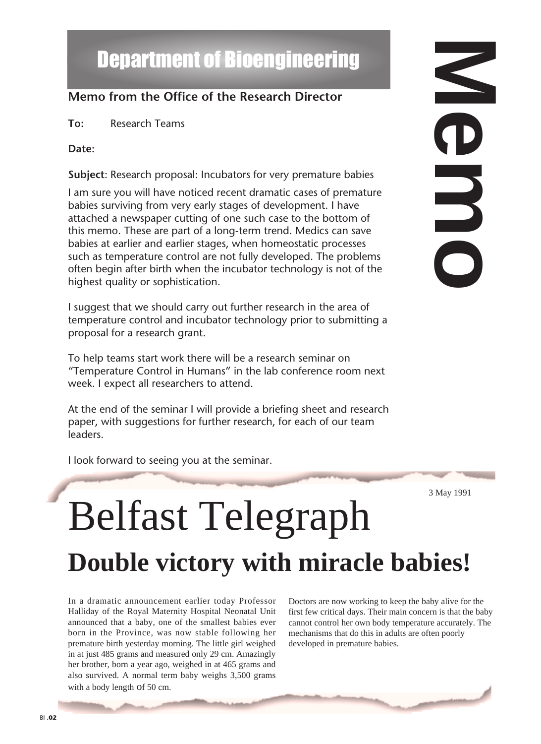# Department of Bioengineering

**Memo from the Office of the Research Director**

**To:** Research Teams

**Date:**

**Subject**: Research proposal: Incubators for very premature babies

I am sure you will have noticed recent dramatic cases of premature babies surviving from very early stages of development. I have attached a newspaper cutting of one such case to the bottom of this memo. These are part of a long-term trend. Medics can save babies at earlier and earlier stages, when homeostatic processes such as temperature control are not fully developed. The problems often begin after birth when the incubator technology is not of the highest quality or sophistication.

I suggest that we should carry out further research in the area of temperature control and incubator technology prior to submitting a proposal for a research grant.

To help teams start work there will be a research seminar on "Temperature Control in Humans" in the lab conference room next week. I expect all researchers to attend.

At the end of the seminar I will provide a briefing sheet and research paper, with suggestions for further research, for each of our team leaders.

I look forward to seeing you at the seminar.

Memo

---

3 May 1991

# Belfast Telegraph

## Double victory with miracle babies!

In a dramatic announcement earlier today Professor Halliday of the Royal Maternity Hospital Neonatal Unit announced that a baby, one of the smallest babies ever born in the Province, was now stable following her premature birth yesterday morning. The little girl weighed in at just 485 grams and measured only 29 cm. Amazingly her brother, born a year ago, weighed in at 465 grams and also survived. A normal term baby weighs 3,500 grams with a body length of 50 cm.

Doctors are now working to keep the baby alive for the first few critical days. Their main concern is that the baby cannot control her own body temperature accurately. The mechanisms that do this in adults are often poorly developed in premature babies.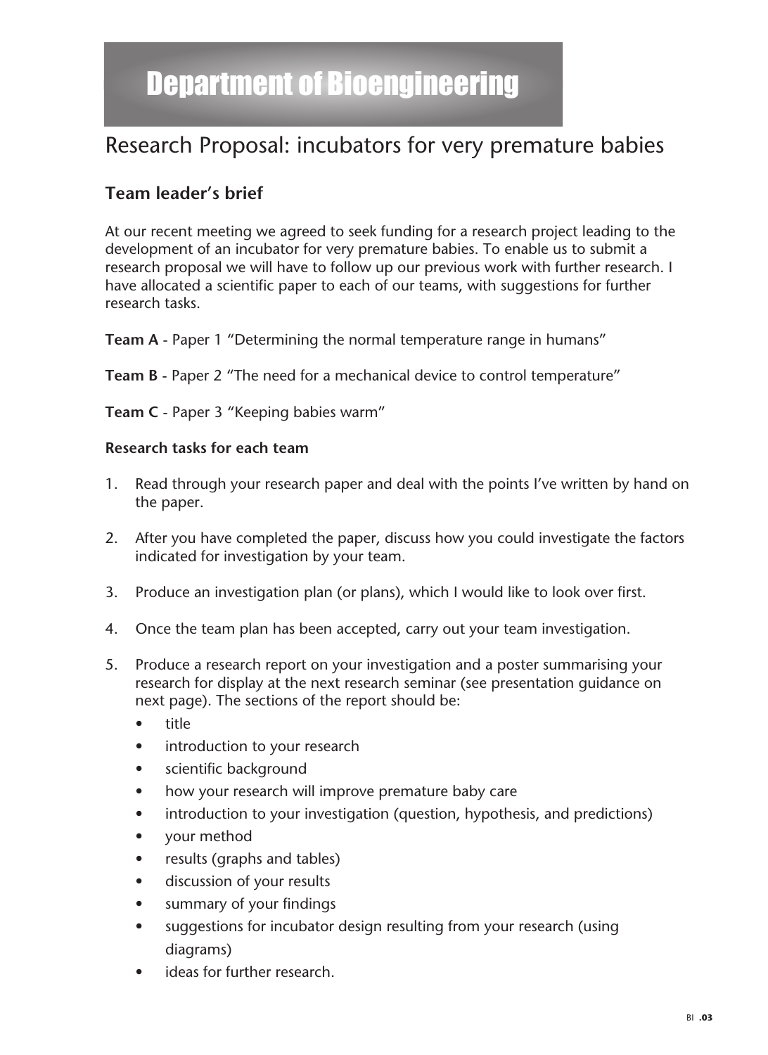# Department of Bioengineering

## Research Proposal: incubators for very premature babies

### Team leader's brief

At our recent meeting we agreed to seek funding for a research project leading to the development of an incubator for very premature babies. To enable us to submit a research proposal we will have to follow up our previous work with further research. I have allocated a scientific paper to each of our teams, with suggestions for further research tasks.

**Team A** - Paper 1 "Determining the normal temperature range in humans"

**Team B** - Paper 2 "The need for a mechanical device to control temperature"

**Team C** - Paper 3 "Keeping babies warm"

**Research tasks for each team**

1. Read through your research paper and deal with the points I've written by hand on the paper.
2. After you have completed the paper, discuss how you could investigate the factors indicated for investigation by your team.
3. Produce an investigation plan (or plans), which I would like to look over first.
4. Once the team plan has been accepted, carry out your team investigation.
5. Produce a research report on your investigation and a poster summarising your research for display at the next research seminar (see presentation guidance on next page). The sections of the report should be:
   - title
   - introduction to your research
   - scientific background
   - how your research will improve premature baby care
   - introduction to your investigation (question, hypothesis, and predictions)
   - your method
   - results (graphs and tables)
   - discussion of your results
   - summary of your findings
   - suggestions for incubator design resulting from your research (using diagrams)
   - ideas for further research.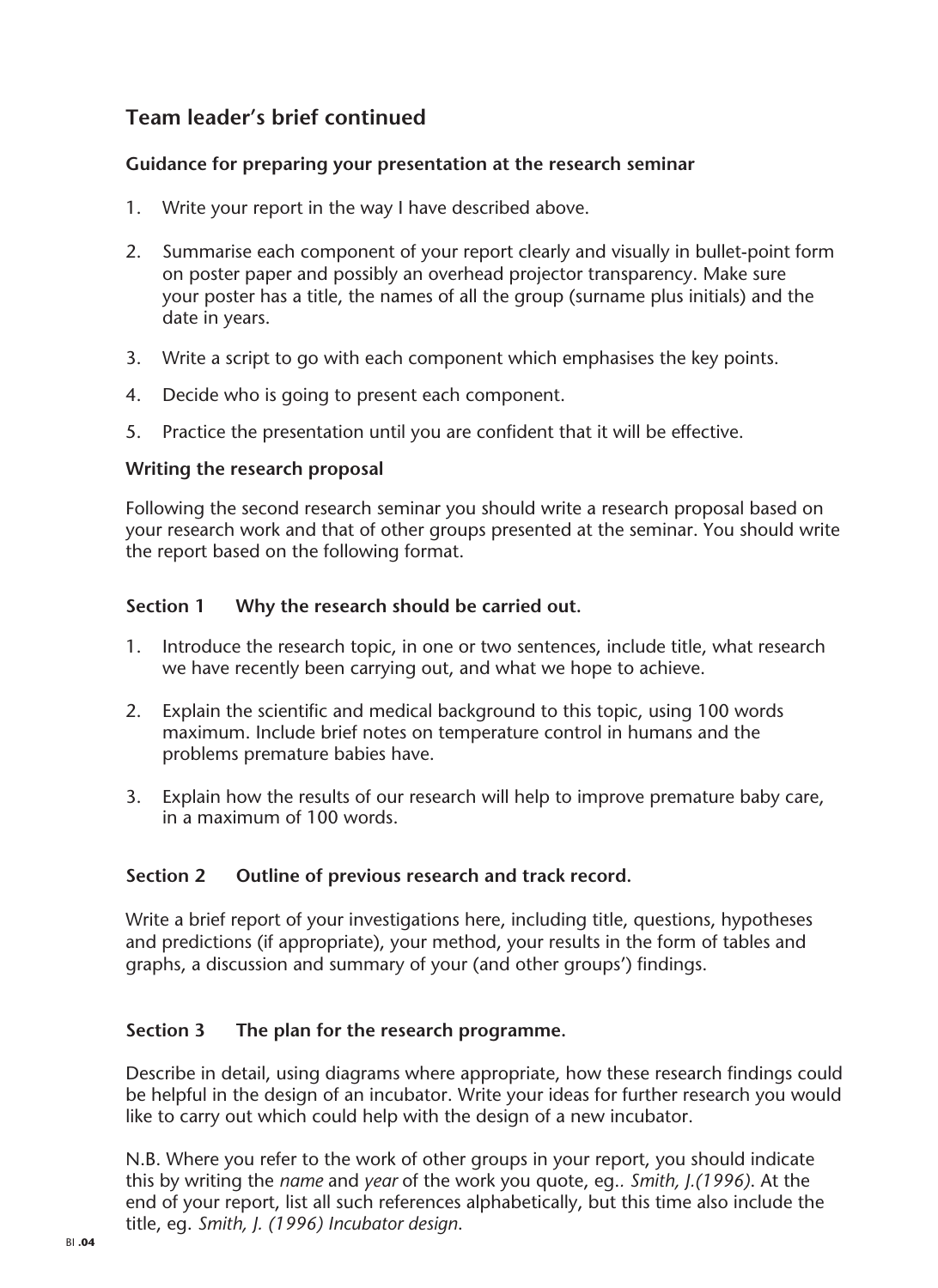## Team leader's brief continued

### Guidance for preparing your presentation at the research seminar

1. Write your report in the way I have described above.
2. Summarise each component of your report clearly and visually in bullet-point form on poster paper and possibly an overhead projector transparency. Make sure your poster has a title, the names of all the group (surname plus initials) and the date in years.
3. Write a script to go with each component which emphasises the key points.
4. Decide who is going to present each component.
5. Practice the presentation until you are confident that it will be effective.

### Writing the research proposal

Following the second research seminar you should write a research proposal based on your research work and that of other groups presented at the seminar. You should write the report based on the following format.

### Section 1 Why the research should be carried out.

1. Introduce the research topic, in one or two sentences, include title, what research we have recently been carrying out, and what we hope to achieve.
2. Explain the scientific and medical background to this topic, using 100 words maximum. Include brief notes on temperature control in humans and the problems premature babies have.
3. Explain how the results of our research will help to improve premature baby care, in a maximum of 100 words.

### Section 2 Outline of previous research and track record.

Write a brief report of your investigations here, including title, questions, hypotheses and predictions (if appropriate), your method, your results in the form of tables and graphs, a discussion and summary of your (and other groups') findings.

### Section 3 The plan for the research programme.

Describe in detail, using diagrams where appropriate, how these research findings could be helpful in the design of an incubator. Write your ideas for further research you would like to carry out which could help with the design of a new incubator.

N.B. Where you refer to the work of other groups in your report, you should indicate this by writing the *name* and *year* of the work you quote, eg.. *Smith, J.(1996)*. At the end of your report, list all such references alphabetically, but this time also include the title, eg. *Smith, J. (1996) Incubator design*.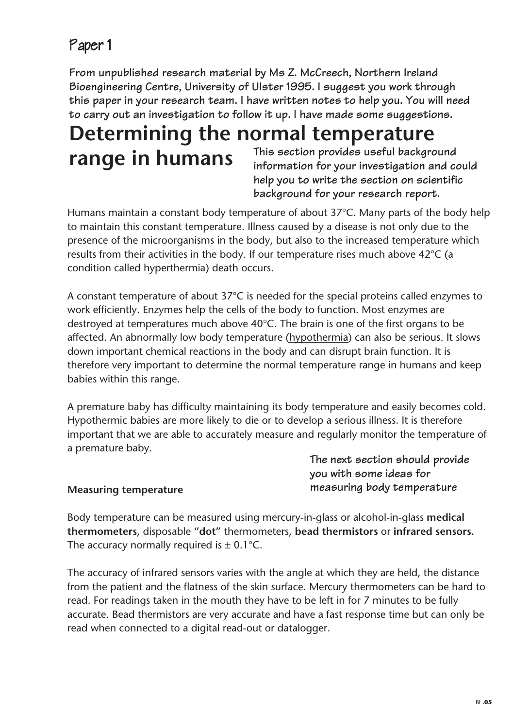## Paper 1

**From unpublished research material by Ms Z. McCreech, Northern Ireland Bioengineering Centre, University of Ulster 1995. I suggest you work through this paper in your research team. I have written notes to help you. You will need to carry out an investigation to follow it up. I have made some suggestions.**

# Determining the normal temperature range in humans

**This section provides useful background information for your investigation and could help you to write the section on scientific background for your research report.**

Humans maintain a constant body temperature of about 37°C. Many parts of the body help to maintain this constant temperature. Illness caused by a disease is not only due to the presence of the microorganisms in the body, but also to the increased temperature which results from their activities in the body. If our temperature rises much above 42°C (a condition called hyperthermia) death occurs.

A constant temperature of about 37°C is needed for the special proteins called enzymes to work efficiently. Enzymes help the cells of the body to function. Most enzymes are destroyed at temperatures much above 40°C. The brain is one of the first organs to be affected. An abnormally low body temperature (hypothermia) can also be serious. It slows down important chemical reactions in the body and can disrupt brain function. It is therefore very important to determine the normal temperature range in humans and keep babies within this range.

A premature baby has difficulty maintaining its body temperature and easily becomes cold. Hypothermic babies are more likely to die or to develop a serious illness. It is therefore important that we are able to accurately measure and regularly monitor the temperature of a premature baby.

**The next section should provide you with some ideas for measuring body temperature**

### Measuring temperature

Body temperature can be measured using mercury-in-glass or alcohol-in-glass **medical thermometers**, disposable "**dot**" thermometers, **bead thermistors** or **infrared sensors**. The accuracy normally required is ± 0.1°C.

The accuracy of infrared sensors varies with the angle at which they are held, the distance from the patient and the flatness of the skin surface. Mercury thermometers can be hard to read. For readings taken in the mouth they have to be left in for 7 minutes to be fully accurate. Bead thermistors are very accurate and have a fast response time but can only be read when connected to a digital read-out or datalogger.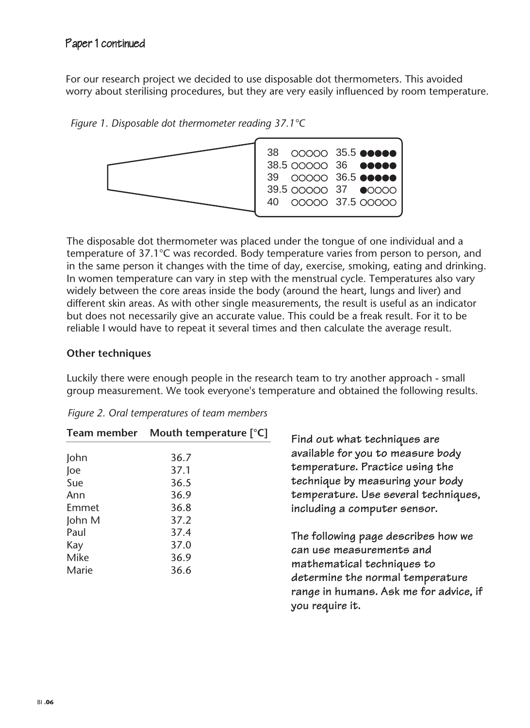## Paper 1 continued

For our research project we decided to use disposable dot thermometers. This avoided worry about sterilising procedures, but they are very easily influenced by room temperature.

*Figure 1. Disposable dot thermometer reading 37.1°C*

| | | | |
|---|---|---|---|
| 38 | ○○○○○ | 35.5 | ●●●●● |
| 38.5 | ○○○○○ | 36 | ●●●●● |
| 39 | ○○○○○ | 36.5 | ●●●●● |
| 39.5 | ○○○○○ | 37 | ●○○○○ |
| 40 | ○○○○○ | 37.5 | ○○○○○ |

The disposable dot thermometer was placed under the tongue of one individual and a temperature of 37.1°C was recorded. Body temperature varies from person to person, and in the same person it changes with the time of day, exercise, smoking, eating and drinking. In women temperature can vary in step with the menstrual cycle. Temperatures also vary widely between the core areas inside the body (around the heart, lungs and liver) and different skin areas. As with other single measurements, the result is useful as an indicator but does not necessarily give an accurate value. This could be a freak result. For it to be reliable I would have to repeat it several times and then calculate the average result.

**Other techniques**

Luckily there were enough people in the research team to try another approach - small group measurement. We took everyone's temperature and obtained the following results.

*Figure 2. Oral temperatures of team members*

| Team member | Mouth temperature [°C] |
|---|---|
| John | 36.7 |
| Joe | 37.1 |
| Sue | 36.5 |
| Ann | 36.9 |
| Emmet | 36.8 |
| John M | 37.2 |
| Paul | 37.4 |
| Kay | 37.0 |
| Mike | 36.9 |
| Marie | 36.6 |

**Find out what techniques are available for you to measure body temperature. Practice using the technique by measuring your body temperature. Use several techniques, including a computer sensor.**

**The following page describes how we can use measurements and mathematical techniques to determine the normal temperature range in humans. Ask me for advice, if you require it.**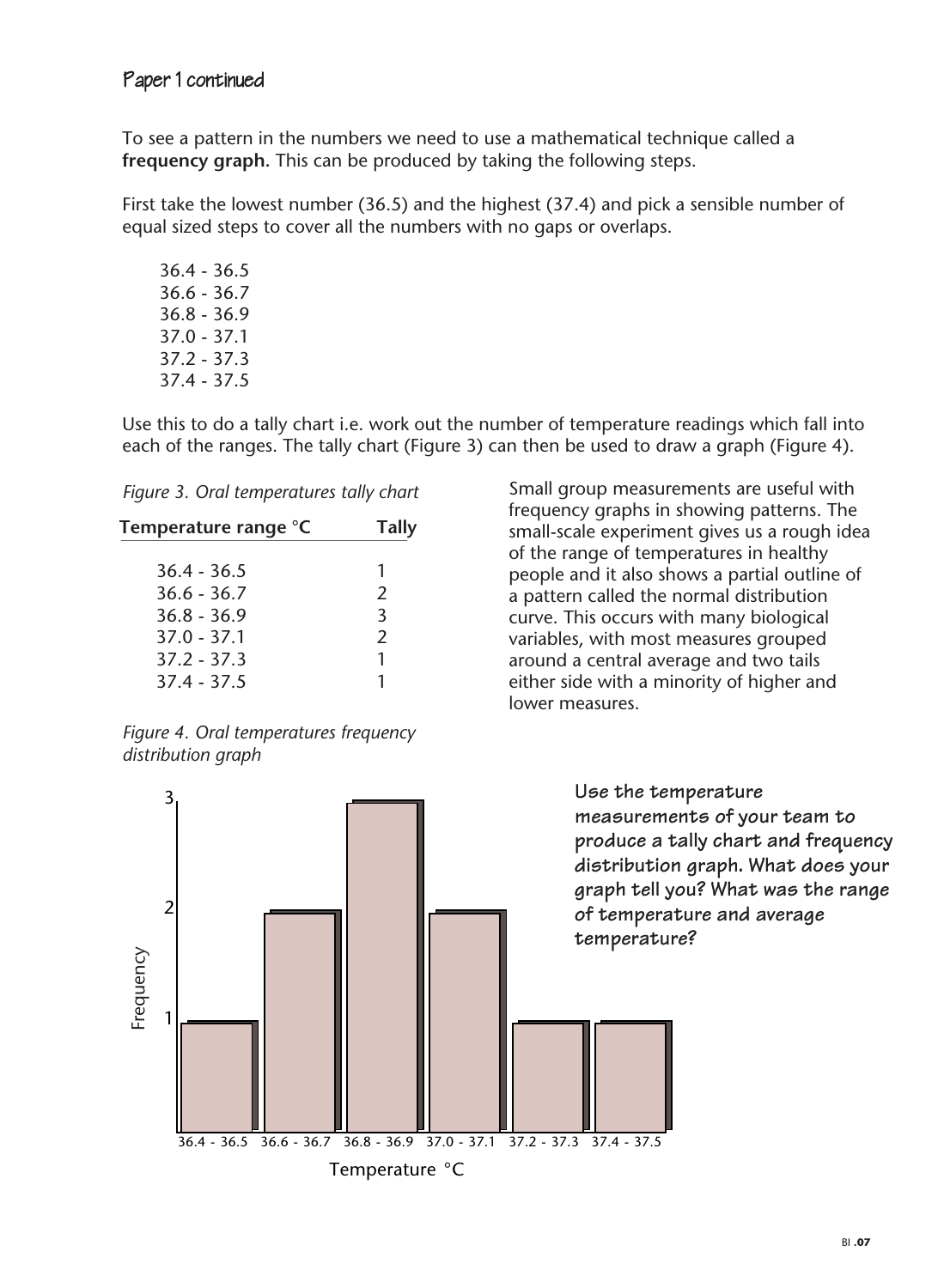## Paper 1 continued

To see a pattern in the numbers we need to use a mathematical technique called a **frequency graph.** This can be produced by taking the following steps.

First take the lowest number (36.5) and the highest (37.4) and pick a sensible number of equal sized steps to cover all the numbers with no gaps or overlaps.

36.4 - 36.5
36.6 - 36.7
36.8 - 36.9
37.0 - 37.1
37.2 - 37.3
37.4 - 37.5

Use this to do a tally chart i.e. work out the number of temperature readings which fall into each of the ranges. The tally chart (Figure 3) can then be used to draw a graph (Figure 4).

*Figure 3. Oral temperatures tally chart*

| Temperature range °C | Tally |
|---|---|
| 36.4 - 36.5 | 1 |
| 36.6 - 36.7 | 2 |
| 36.8 - 36.9 | 3 |
| 37.0 - 37.1 | 2 |
| 37.2 - 37.3 | 1 |
| 37.4 - 37.5 | 1 |

Small group measurements are useful with frequency graphs in showing patterns. The small-scale experiment gives us a rough idea of the range of temperatures in healthy people and it also shows a partial outline of a pattern called the normal distribution curve. This occurs with many biological variables, with most measures grouped around a central average and two tails either side with a minority of higher and lower measures.

*Figure 4. Oral temperatures frequency distribution graph*

| Temperature °C | Frequency |
|---|---|
| 36.4 - 36.5 | 1 |
| 36.6 - 36.7 | 2 |
| 36.8 - 36.9 | 3 |
| 37.0 - 37.1 | 2 |
| 37.2 - 37.3 | 1 |
| 37.4 - 37.5 | 1 |

**Use the temperature measurements of your team to produce a tally chart and frequency distribution graph. What does your graph tell you? What was the range of temperature and average temperature?**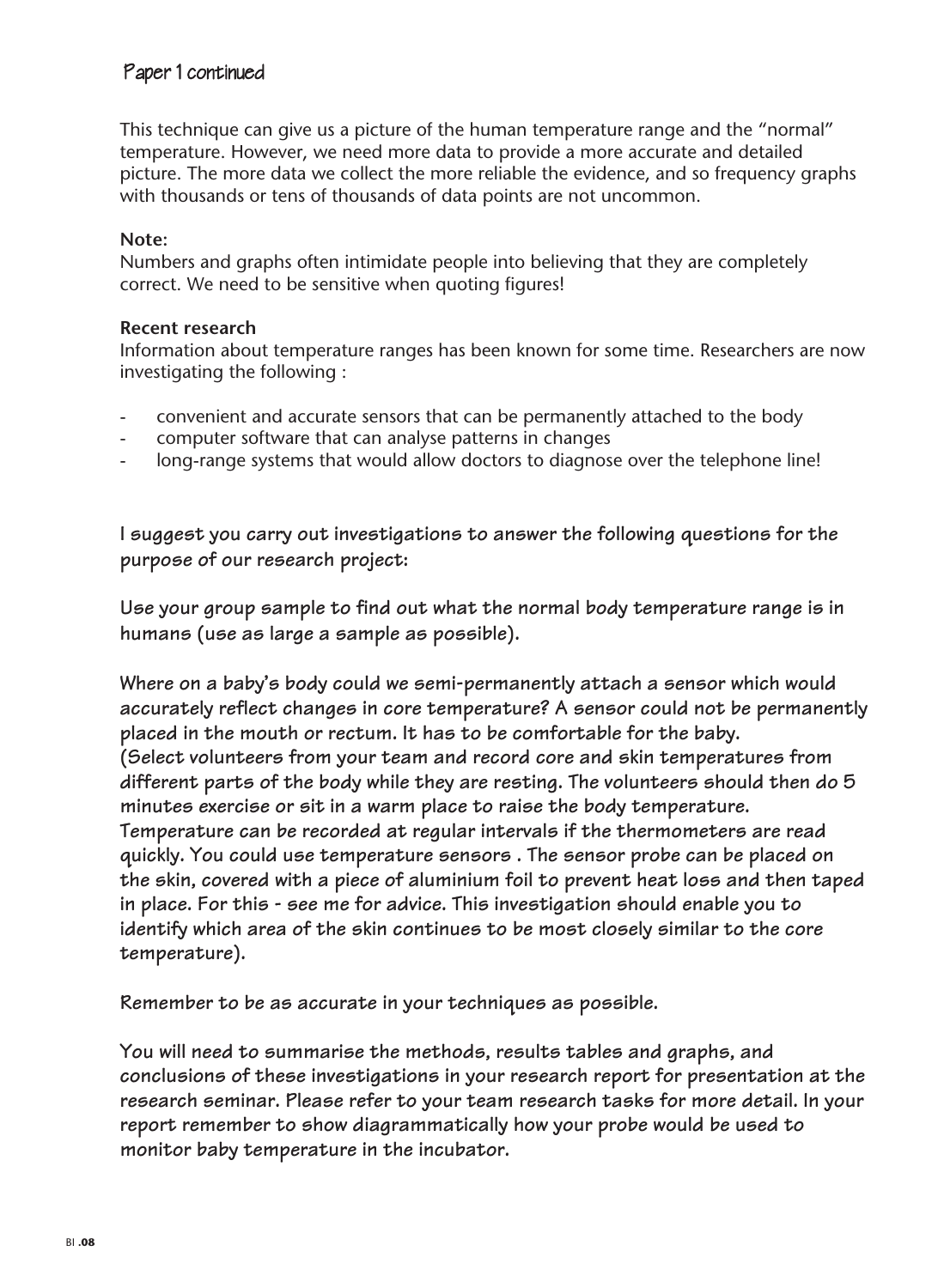## Paper 1 continued

This technique can give us a picture of the human temperature range and the "normal" temperature. However, we need more data to provide a more accurate and detailed picture. The more data we collect the more reliable the evidence, and so frequency graphs with thousands or tens of thousands of data points are not uncommon.

**Note:**
Numbers and graphs often intimidate people into believing that they are completely correct. We need to be sensitive when quoting figures!

**Recent research**
Information about temperature ranges has been known for some time. Researchers are now investigating the following :

- convenient and accurate sensors that can be permanently attached to the body
- computer software that can analyse patterns in changes
- long-range systems that would allow doctors to diagnose over the telephone line!

**I suggest you carry out investigations to answer the following questions for the purpose of our research project:**

**Use your group sample to find out what the normal body temperature range is in humans (use as large a sample as possible).**

**Where on a baby's body could we semi-permanently attach a sensor which would accurately reflect changes in core temperature? A sensor could not be permanently placed in the mouth or rectum. It has to be comfortable for the baby. (Select volunteers from your team and record core and skin temperatures from different parts of the body while they are resting. The volunteers should then do 5 minutes exercise or sit in a warm place to raise the body temperature. Temperature can be recorded at regular intervals if the thermometers are read quickly. You could use temperature sensors . The sensor probe can be placed on the skin, covered with a piece of aluminium foil to prevent heat loss and then taped in place. For this - see me for advice. This investigation should enable you to identify which area of the skin continues to be most closely similar to the core temperature).**

**Remember to be as accurate in your techniques as possible.**

**You will need to summarise the methods, results tables and graphs, and conclusions of these investigations in your research report for presentation at the research seminar. Please refer to your team research tasks for more detail. In your report remember to show diagrammatically how your probe would be used to monitor baby temperature in the incubator.**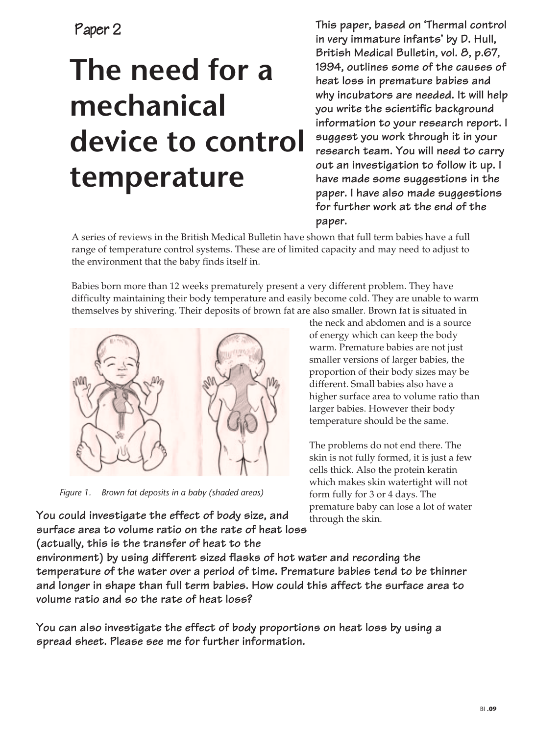Paper 2

# The need for a mechanical device to control temperature

**This paper, based on 'Thermal control in very immature infants' by D. Hull, British Medical Bulletin, vol. 8, p.67, 1994, outlines some of the causes of heat loss in premature babies and why incubators are needed. It will help you write the scientific background information to your research report. I suggest you work through it in your research team. You will need to carry out an investigation to follow it up. I have made some suggestions in the paper. I have also made suggestions for further work at the end of the paper.**

A series of reviews in the British Medical Bulletin have shown that full term babies have a full range of temperature control systems. These are of limited capacity and may need to adjust to the environment that the baby finds itself in.

Babies born more than 12 weeks prematurely present a very different problem. They have difficulty maintaining their body temperature and easily become cold. They are unable to warm themselves by shivering. Their deposits of brown fat are also smaller. Brown fat is situated in the neck and abdomen and is a source of energy which can keep the body warm. Premature babies are not just smaller versions of larger babies, the proportion of their body sizes may be different. Small babies also have a higher surface area to volume ratio than larger babies. However their body temperature should be the same.

*Figure 1. Brown fat deposits in a baby (shaded areas)*

The problems do not end there. The skin is not fully formed, it is just a few cells thick. Also the protein keratin which makes skin watertight will not form fully for 3 or 4 days. The premature baby can lose a lot of water through the skin.

**You could investigate the effect of body size, and surface area to volume ratio on the rate of heat loss (actually, this is the transfer of heat to the environment) by using different sized flasks of hot water and recording the temperature of the water over a period of time. Premature babies tend to be thinner and longer in shape than full term babies. How could this affect the surface area to volume ratio and so the rate of heat loss?**

**You can also investigate the effect of body proportions on heat loss by using a spread sheet. Please see me for further information.**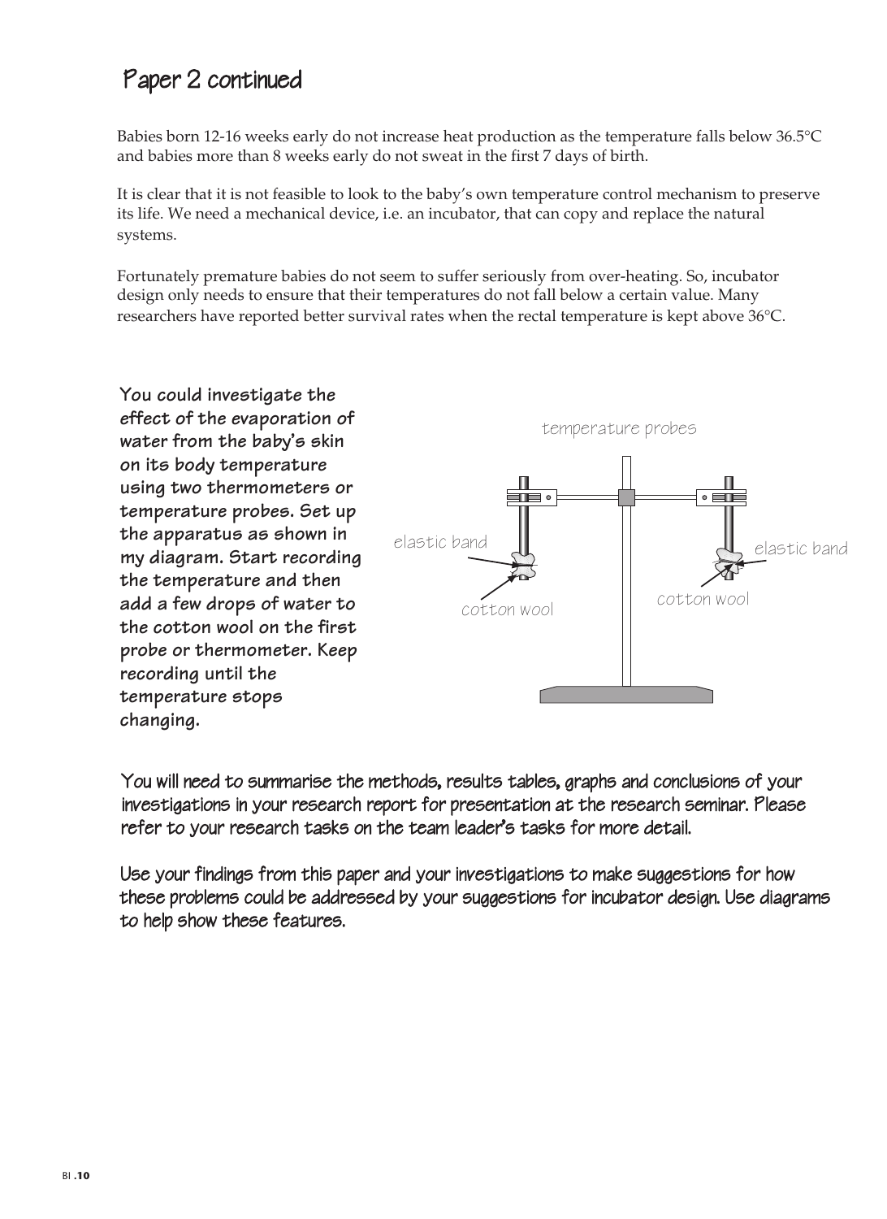# Paper 2 continued

Babies born 12-16 weeks early do not increase heat production as the temperature falls below 36.5°C and babies more than 8 weeks early do not sweat in the first 7 days of birth.

It is clear that it is not feasible to look to the baby's own temperature control mechanism to preserve its life. We need a mechanical device, i.e. an incubator, that can copy and replace the natural systems.

Fortunately premature babies do not seem to suffer seriously from over-heating. So, incubator design only needs to ensure that their temperatures do not fall below a certain value. Many researchers have reported better survival rates when the rectal temperature is kept above 36°C.

**You could investigate the effect of the evaporation of water from the baby's skin on its body temperature using two thermometers or temperature probes. Set up the apparatus as shown in my diagram. Start recording the temperature and then add a few drops of water to the cotton wool on the first probe or thermometer. Keep recording until the temperature stops changing.**

temperature probes

elastic band

cotton wool

elastic band

cotton wool

You will need to summarise the methods, results tables, graphs and conclusions of your investigations in your research report for presentation at the research seminar. Please refer to your research tasks on the team leader's tasks for more detail.

Use your findings from this paper and your investigations to make suggestions for how these problems could be addressed by your suggestions for incubator design. Use diagrams to help show these features.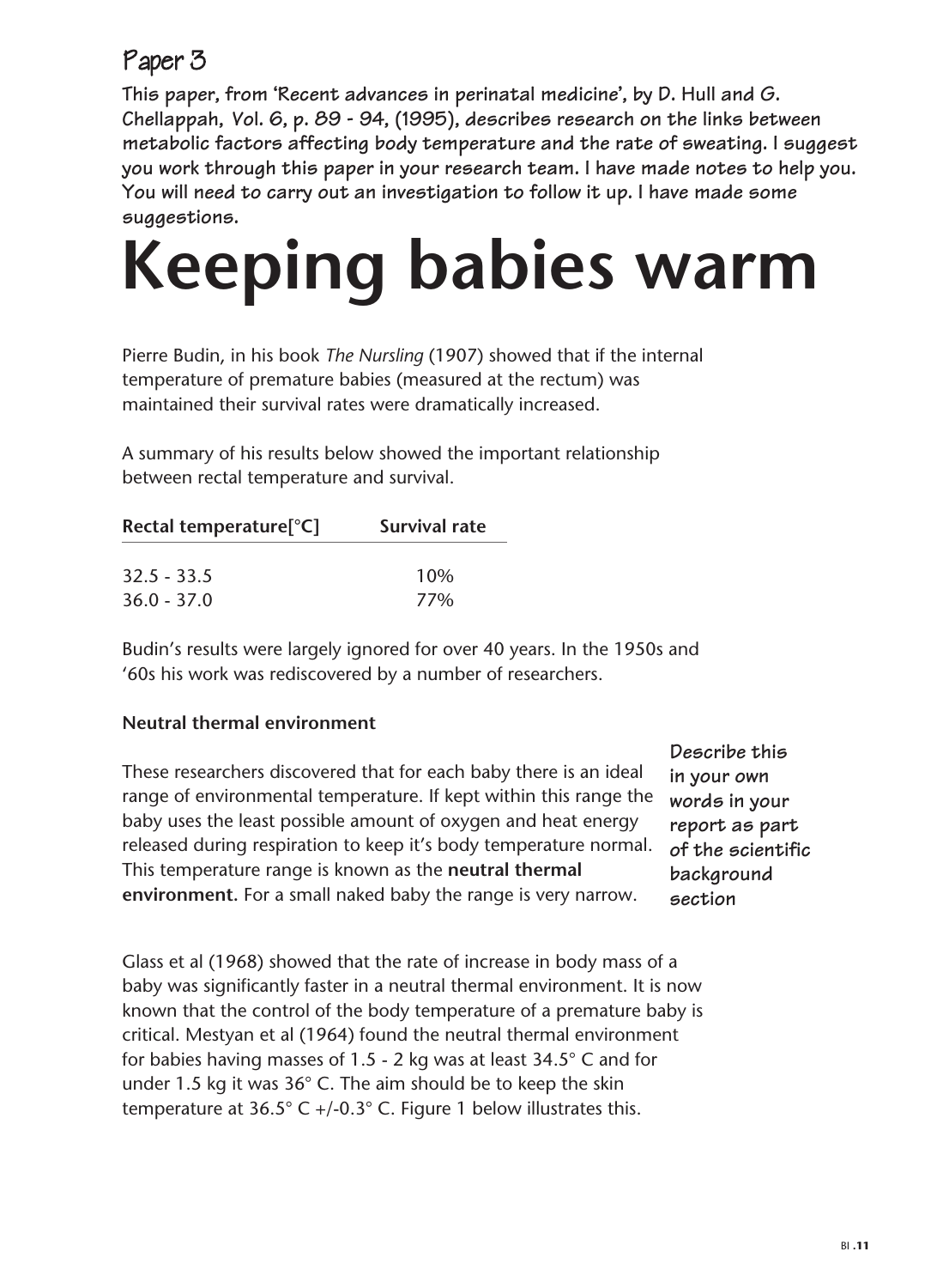## Paper 3

**This paper, from 'Recent advances in perinatal medicine', by D. Hull and G. Chellappah, Vol. 6, p. 89 - 94, (1995), describes research on the links between metabolic factors affecting body temperature and the rate of sweating. I suggest you work through this paper in your research team. I have made notes to help you. You will need to carry out an investigation to follow it up. I have made some suggestions.**

# Keeping babies warm

Pierre Budin, in his book *The Nursling* (1907) showed that if the internal temperature of premature babies (measured at the rectum) was maintained their survival rates were dramatically increased.

A summary of his results below showed the important relationship between rectal temperature and survival.

| Rectal temperature[°C] | Survival rate |
|---|---|
| 32.5 - 33.5 | 10% |
| 36.0 - 37.0 | 77% |

Budin's results were largely ignored for over 40 years. In the 1950s and '60s his work was rediscovered by a number of researchers.

**Neutral thermal environment**

These researchers discovered that for each baby there is an ideal range of environmental temperature. If kept within this range the baby uses the least possible amount of oxygen and heat energy released during respiration to keep it's body temperature normal. This temperature range is known as the **neutral thermal environment.** For a small naked baby the range is very narrow.

**Describe this in your own words in your report as part of the scientific background section**

Glass et al (1968) showed that the rate of increase in body mass of a baby was significantly faster in a neutral thermal environment. It is now known that the control of the body temperature of a premature baby is critical. Mestyan et al (1964) found the neutral thermal environment for babies having masses of 1.5 - 2 kg was at least 34.5° C and for under 1.5 kg it was 36° C. The aim should be to keep the skin temperature at 36.5° C +/-0.3° C. Figure 1 below illustrates this.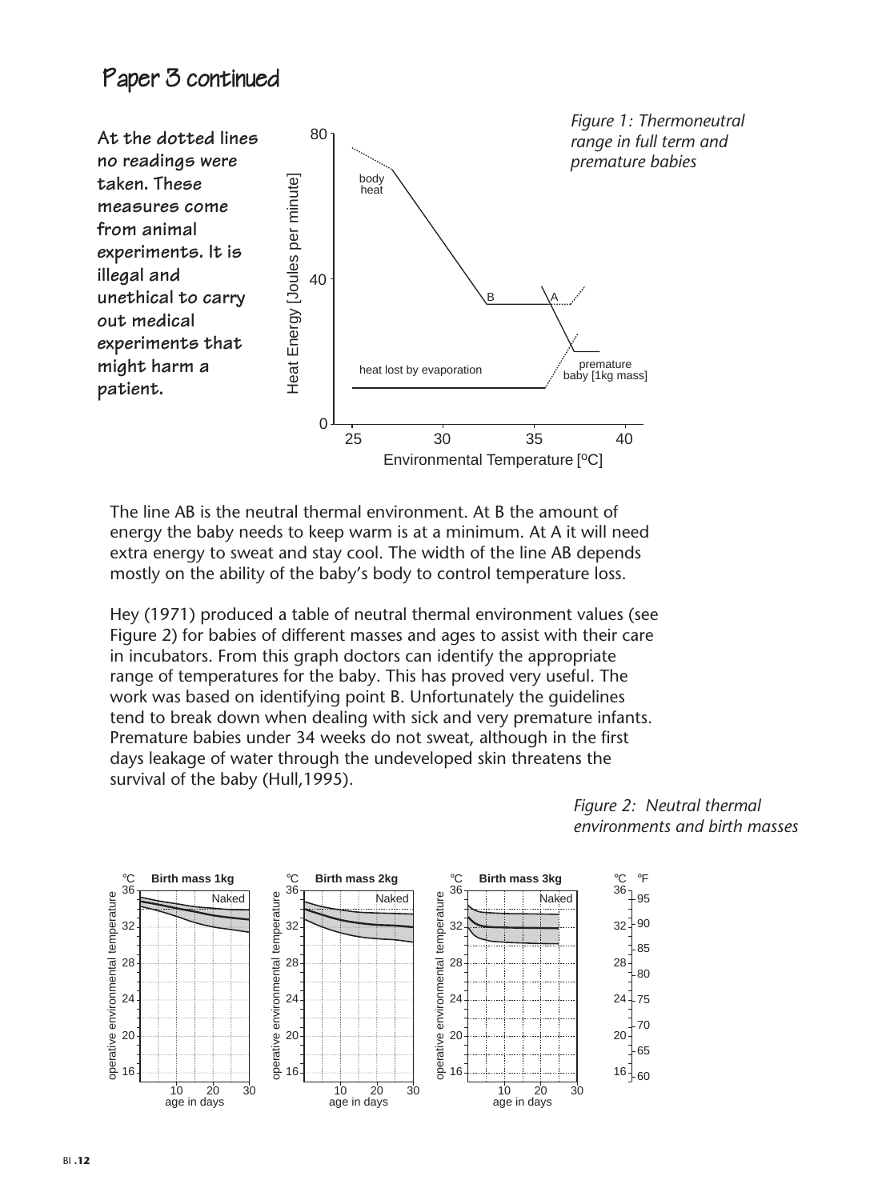# Paper 3 continued

At the dotted lines no readings were taken. These measures come from animal experiments. It is illegal and unethical to carry out medical experiments that might harm a patient.

*Figure 1: Thermoneutral range in full term and premature babies*

The line AB is the neutral thermal environment. At B the amount of energy the baby needs to keep warm is at a minimum. At A it will need extra energy to sweat and stay cool. The width of the line AB depends mostly on the ability of the baby's body to control temperature loss.

Hey (1971) produced a table of neutral thermal environment values (see Figure 2) for babies of different masses and ages to assist with their care in incubators. From this graph doctors can identify the appropriate range of temperatures for the baby. This has proved very useful. The work was based on identifying point B. Unfortunately the guidelines tend to break down when dealing with sick and very premature infants. Premature babies under 34 weeks do not sweat, although in the first days leakage of water through the undeveloped skin threatens the survival of the baby (Hull,1995).

*Figure 2: Neutral thermal environments and birth masses*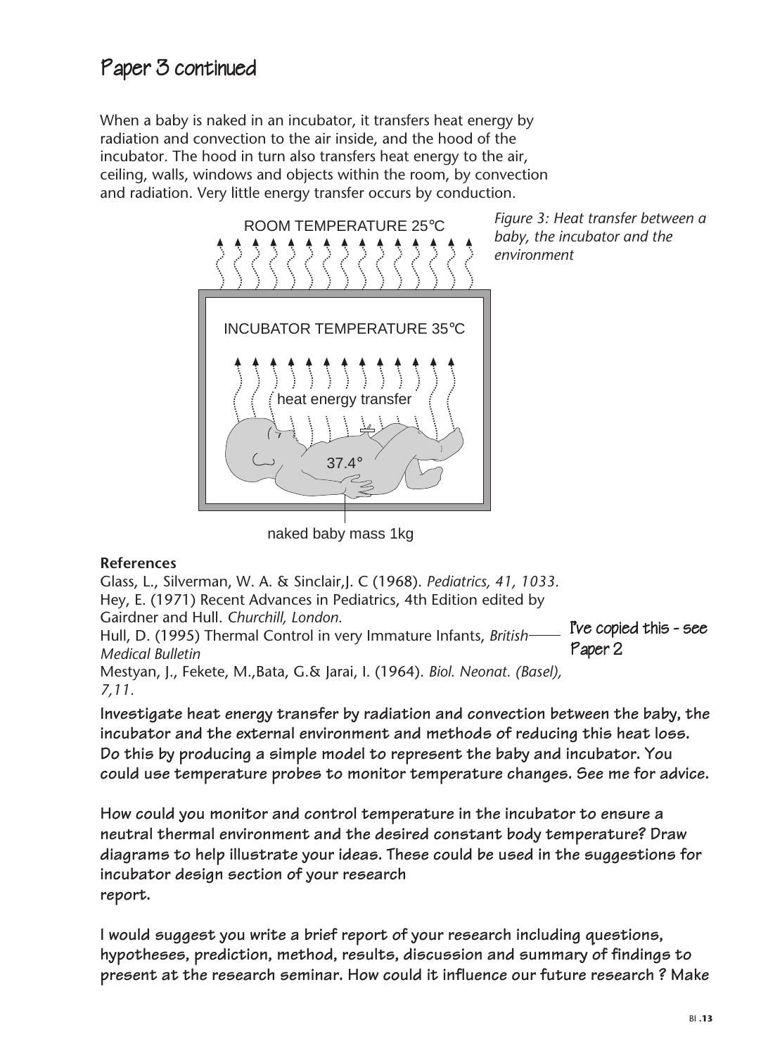# Paper 3 continued

When a baby is naked in an incubator, it transfers heat energy by radiation and convection to the air inside, and the hood of the incubator. The hood in turn also transfers heat energy to the air, ceiling, walls, windows and objects within the room, by convection and radiation. Very little energy transfer occurs by conduction.

ROOM TEMPERATURE 25°C

INCUBATOR TEMPERATURE 35°C

heat energy transfer

37.4°

naked baby mass 1kg

*Figure 3: Heat transfer between a baby, the incubator and the environment*

**References**

Glass, L., Silverman, W. A. & Sinclair,J. C (1968). *Pediatrics, 41, 1033.*
Hey, E. (1971) Recent Advances in Pediatrics, 4th Edition edited by Gairdner and Hull. *Churchill, London.*
Hull, D. (1995) Thermal Control in very Immature Infants, *British Medical Bulletin* — I've copied this - see Paper 2
Mestyan, J., Fekete, M.,Bata, G.& Jarai, I. (1964). *Biol. Neonat. (Basel), 7,11.*

**Investigate heat energy transfer by radiation and convection between the baby, the incubator and the external environment and methods of reducing this heat loss. Do this by producing a simple model to represent the baby and incubator. You could use temperature probes to monitor temperature changes. See me for advice.**

**How could you monitor and control temperature in the incubator to ensure a neutral thermal environment and the desired constant body temperature? Draw diagrams to help illustrate your ideas. These could be used in the suggestions for incubator design section of your research report.**

**I would suggest you write a brief report of your research including questions, hypotheses, prediction, method, results, discussion and summary of findings to present at the research seminar. How could it influence our future research ? Make**